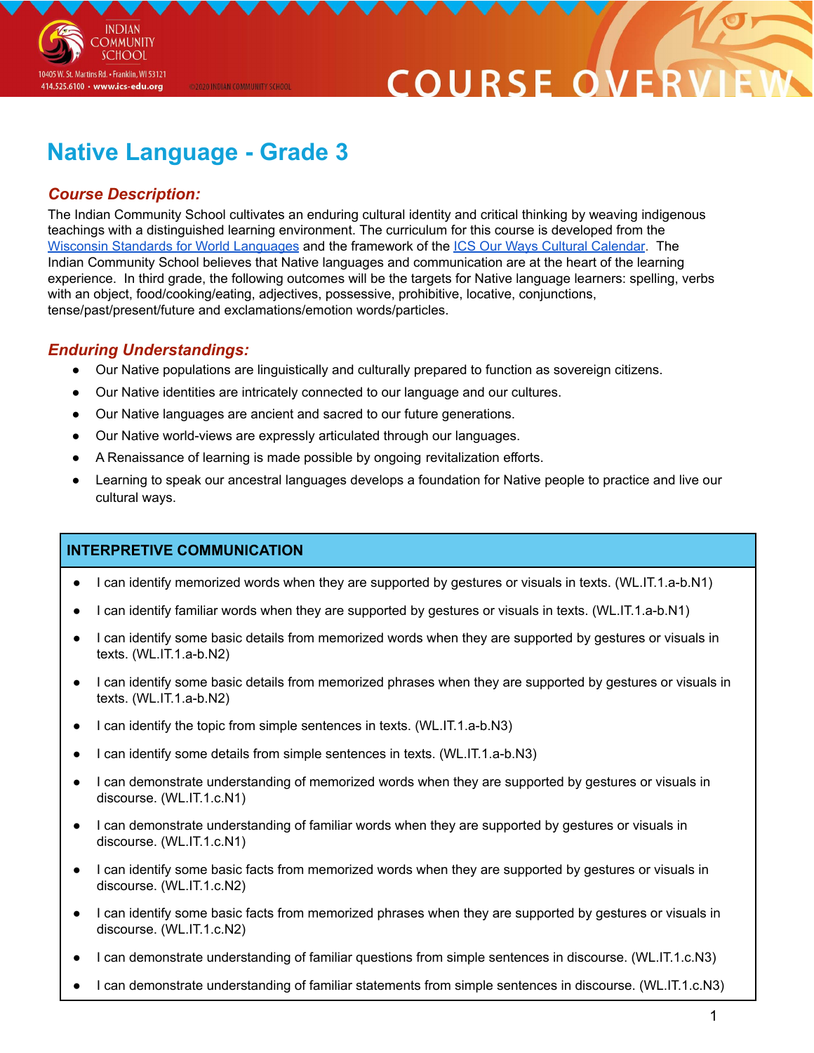# Native Language - Grade 3

### *Course Description:*

The Indian Community School cultivates an enduring cultural identity and critical thinking by weaving indigenous teachings with a distinguished learning environment. The curriculum for this course is developed from the [Wisconsin Standards for World Languages]() and the framework of the [ICS Our Ways Cultural Calendar](). The Indian Community School believes that Native languages and communication are at the heart of the learning experience. In third grade, the following outcomes will be the targets for Native language learners: spelling, verbs with an object, food/cooking/eating, adjectives, possessive, prohibitive, locative, conjunctions, tense/past/present/future and exclamations/emotion words/particles.

### *Enduring Understandings:*

- Our Native populations are linguistically and culturally prepared to function as sovereign citizens.
- Our Native identities are intricately connected to our language and our cultures.
- Our Native languages are ancient and sacred to our future generations.
- Our Native world-views are expressly articulated through our languages.
- A Renaissance of learning is made possible by ongoing revitalization efforts.
- Learning to speak our ancestral languages develops a foundation for Native people to practice and live our cultural ways.

| INTERPRETIVE COMMUNICATION |
|---|
| • I can identify memorized words when they are supported by gestures or visuals in texts. (WL.IT.1.a-b.N1)<br>• I can identify familiar words when they are supported by gestures or visuals in texts. (WL.IT.1.a-b.N1)<br>• I can identify some basic details from memorized words when they are supported by gestures or visuals in texts. (WL.IT.1.a-b.N2)<br>• I can identify some basic details from memorized phrases when they are supported by gestures or visuals in texts. (WL.IT.1.a-b.N2)<br>• I can identify the topic from simple sentences in texts. (WL.IT.1.a-b.N3)<br>• I can identify some details from simple sentences in texts. (WL.IT.1.a-b.N3)<br>• I can demonstrate understanding of memorized words when they are supported by gestures or visuals in discourse. (WL.IT.1.c.N1)<br>• I can demonstrate understanding of familiar words when they are supported by gestures or visuals in discourse. (WL.IT.1.c.N1)<br>• I can identify some basic facts from memorized words when they are supported by gestures or visuals in discourse. (WL.IT.1.c.N2)<br>• I can identify some basic facts from memorized phrases when they are supported by gestures or visuals in discourse. (WL.IT.1.c.N2)<br>• I can demonstrate understanding of familiar questions from simple sentences in discourse. (WL.IT.1.c.N3)<br>• I can demonstrate understanding of familiar statements from simple sentences in discourse. (WL.IT.1.c.N3) |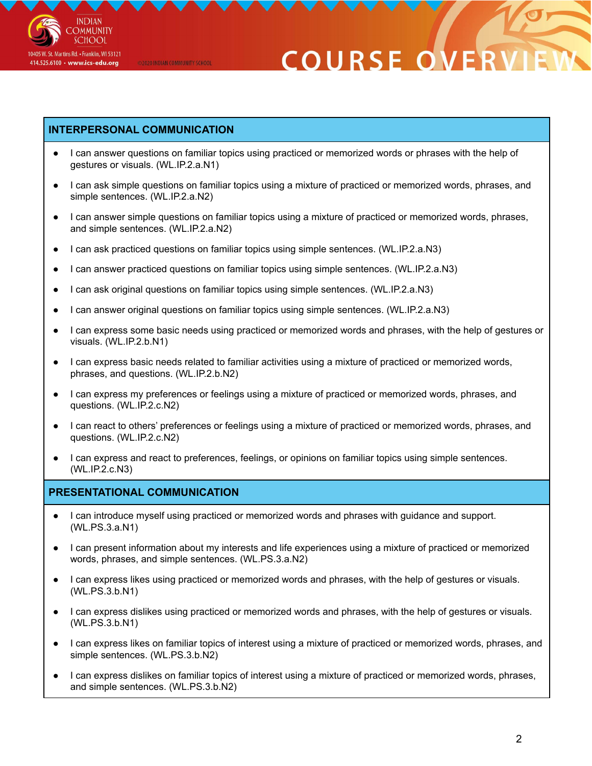## INTERPERSONAL COMMUNICATION

- I can answer questions on familiar topics using practiced or memorized words or phrases with the help of gestures or visuals. (WL.IP.2.a.N1)
- I can ask simple questions on familiar topics using a mixture of practiced or memorized words, phrases, and simple sentences. (WL.IP.2.a.N2)
- I can answer simple questions on familiar topics using a mixture of practiced or memorized words, phrases, and simple sentences. (WL.IP.2.a.N2)
- I can ask practiced questions on familiar topics using simple sentences. (WL.IP.2.a.N3)
- I can answer practiced questions on familiar topics using simple sentences. (WL.IP.2.a.N3)
- I can ask original questions on familiar topics using simple sentences. (WL.IP.2.a.N3)
- I can answer original questions on familiar topics using simple sentences. (WL.IP.2.a.N3)
- I can express some basic needs using practiced or memorized words and phrases, with the help of gestures or visuals. (WL.IP.2.b.N1)
- I can express basic needs related to familiar activities using a mixture of practiced or memorized words, phrases, and questions. (WL.IP.2.b.N2)
- I can express my preferences or feelings using a mixture of practiced or memorized words, phrases, and questions. (WL.IP.2.c.N2)
- I can react to others' preferences or feelings using a mixture of practiced or memorized words, phrases, and questions. (WL.IP.2.c.N2)
- I can express and react to preferences, feelings, or opinions on familiar topics using simple sentences. (WL.IP.2.c.N3)

## PRESENTATIONAL COMMUNICATION

- I can introduce myself using practiced or memorized words and phrases with guidance and support. (WL.PS.3.a.N1)
- I can present information about my interests and life experiences using a mixture of practiced or memorized words, phrases, and simple sentences. (WL.PS.3.a.N2)
- I can express likes using practiced or memorized words and phrases, with the help of gestures or visuals. (WL.PS.3.b.N1)
- I can express dislikes using practiced or memorized words and phrases, with the help of gestures or visuals. (WL.PS.3.b.N1)
- I can express likes on familiar topics of interest using a mixture of practiced or memorized words, phrases, and simple sentences. (WL.PS.3.b.N2)
- I can express dislikes on familiar topics of interest using a mixture of practiced or memorized words, phrases, and simple sentences. (WL.PS.3.b.N2)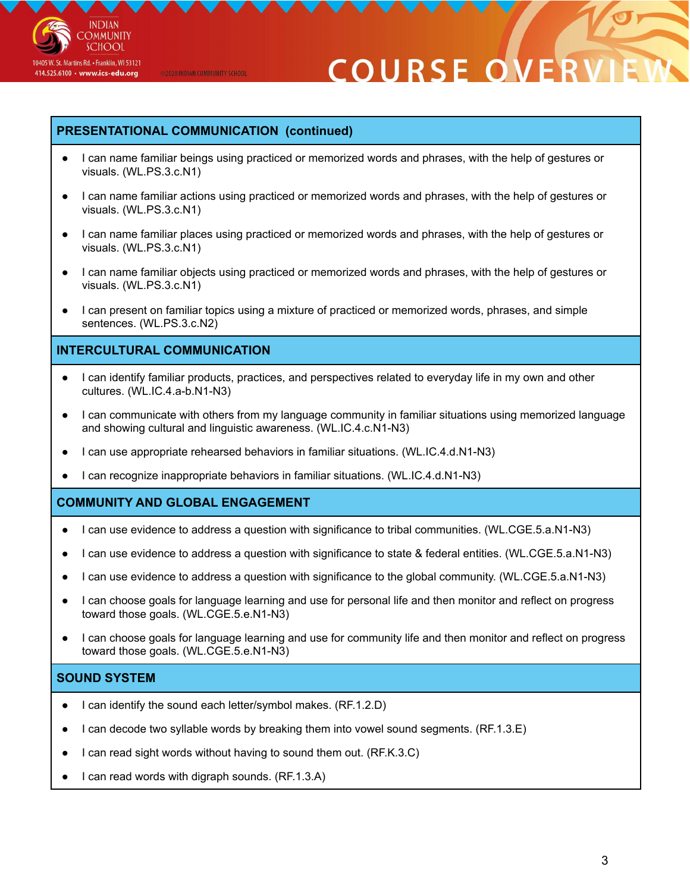## PRESENTATIONAL COMMUNICATION (continued)

- I can name familiar beings using practiced or memorized words and phrases, with the help of gestures or visuals. (WL.PS.3.c.N1)
- I can name familiar actions using practiced or memorized words and phrases, with the help of gestures or visuals. (WL.PS.3.c.N1)
- I can name familiar places using practiced or memorized words and phrases, with the help of gestures or visuals. (WL.PS.3.c.N1)
- I can name familiar objects using practiced or memorized words and phrases, with the help of gestures or visuals. (WL.PS.3.c.N1)
- I can present on familiar topics using a mixture of practiced or memorized words, phrases, and simple sentences. (WL.PS.3.c.N2)

## INTERCULTURAL COMMUNICATION

- I can identify familiar products, practices, and perspectives related to everyday life in my own and other cultures. (WL.IC.4.a-b.N1-N3)
- I can communicate with others from my language community in familiar situations using memorized language and showing cultural and linguistic awareness. (WL.IC.4.c.N1-N3)
- I can use appropriate rehearsed behaviors in familiar situations. (WL.IC.4.d.N1-N3)
- I can recognize inappropriate behaviors in familiar situations. (WL.IC.4.d.N1-N3)

## COMMUNITY AND GLOBAL ENGAGEMENT

- I can use evidence to address a question with significance to tribal communities. (WL.CGE.5.a.N1-N3)
- I can use evidence to address a question with significance to state & federal entities. (WL.CGE.5.a.N1-N3)
- I can use evidence to address a question with significance to the global community. (WL.CGE.5.a.N1-N3)
- I can choose goals for language learning and use for personal life and then monitor and reflect on progress toward those goals. (WL.CGE.5.e.N1-N3)
- I can choose goals for language learning and use for community life and then monitor and reflect on progress toward those goals. (WL.CGE.5.e.N1-N3)

## SOUND SYSTEM

- I can identify the sound each letter/symbol makes. (RF.1.2.D)
- I can decode two syllable words by breaking them into vowel sound segments. (RF.1.3.E)
- I can read sight words without having to sound them out. (RF.K.3.C)
- I can read words with digraph sounds. (RF.1.3.A)